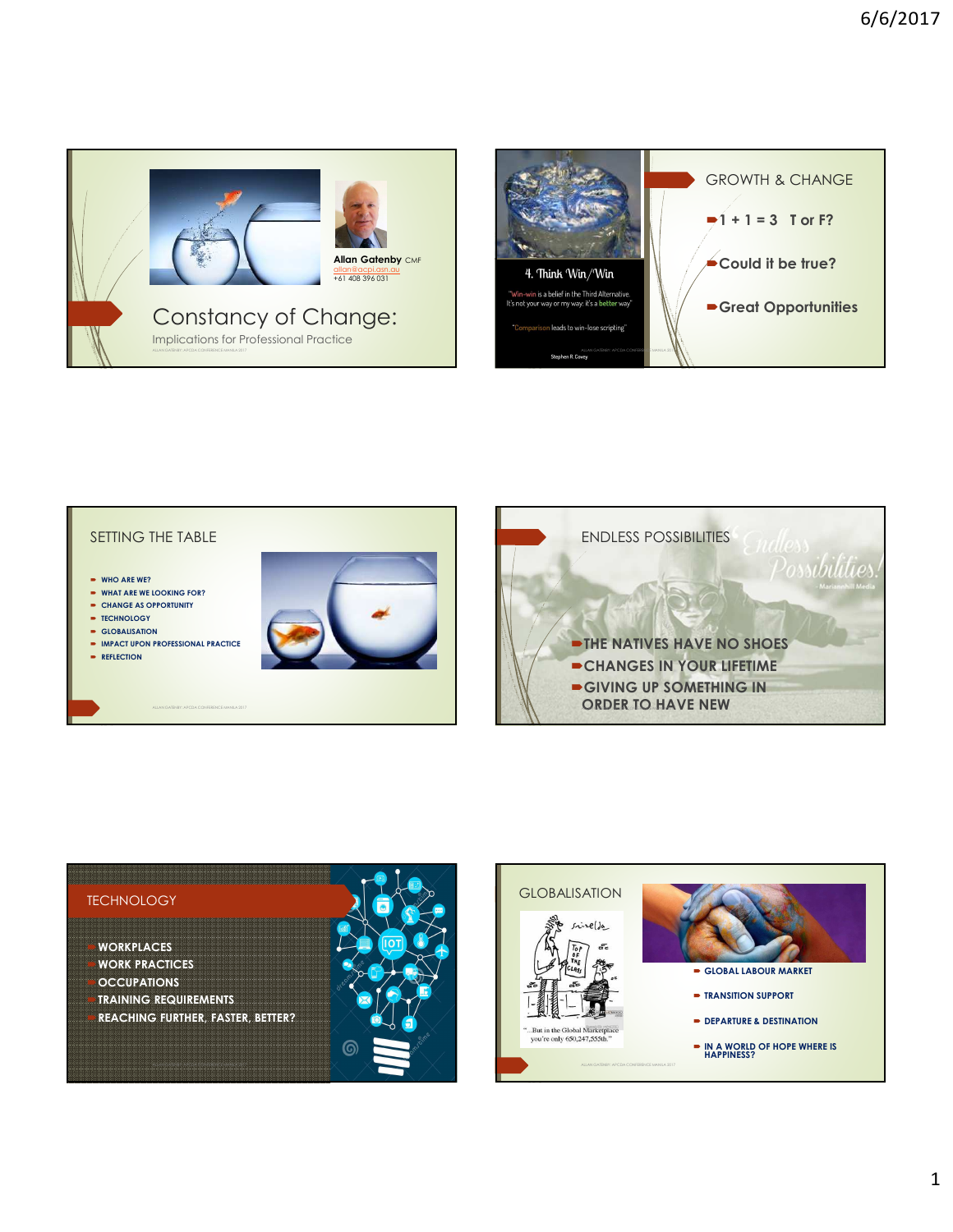# Constancy of Change:

Implications for Professional Practice

**Allan Gatenby** CMF
allan@acpi.asn.au
+61 408 396 031

4. Think Win/Win

"Win-win is a belief in the Third Alternative. It's not your way or my way: it's a better way"

"Comparison leads to win-lose scripting"

Stephen R. Covey

## GROWTH & CHANGE

- 1 + 1 = 3 T or F?
- Could it be true?
- Great Opportunities

## SETTING THE TABLE

- WHO ARE WE?
- WHAT ARE WE LOOKING FOR?
- CHANGE AS OPPORTUNITY
- TECHNOLOGY
- GLOBALISATION
- IMPACT UPON PROFESSIONAL PRACTICE
- REFLECTION

## ENDLESS POSSIBILITIES

- THE NATIVES HAVE NO SHOES
- CHANGES IN YOUR LIFETIME
- GIVING UP SOMETHING IN ORDER TO HAVE NEW

## TECHNOLOGY

- WORKPLACES
- WORK PRACTICES
- OCCUPATIONS
- TRAINING REQUIREMENTS
- REACHING FURTHER, FASTER, BETTER?

## GLOBALISATION

"...But in the Global Marketplace you're only 650,247,555th."

- GLOBAL LABOUR MARKET
- TRANSITION SUPPORT
- DEPARTURE & DESTINATION
- IN A WORLD OF HOPE WHERE IS HAPPINESS?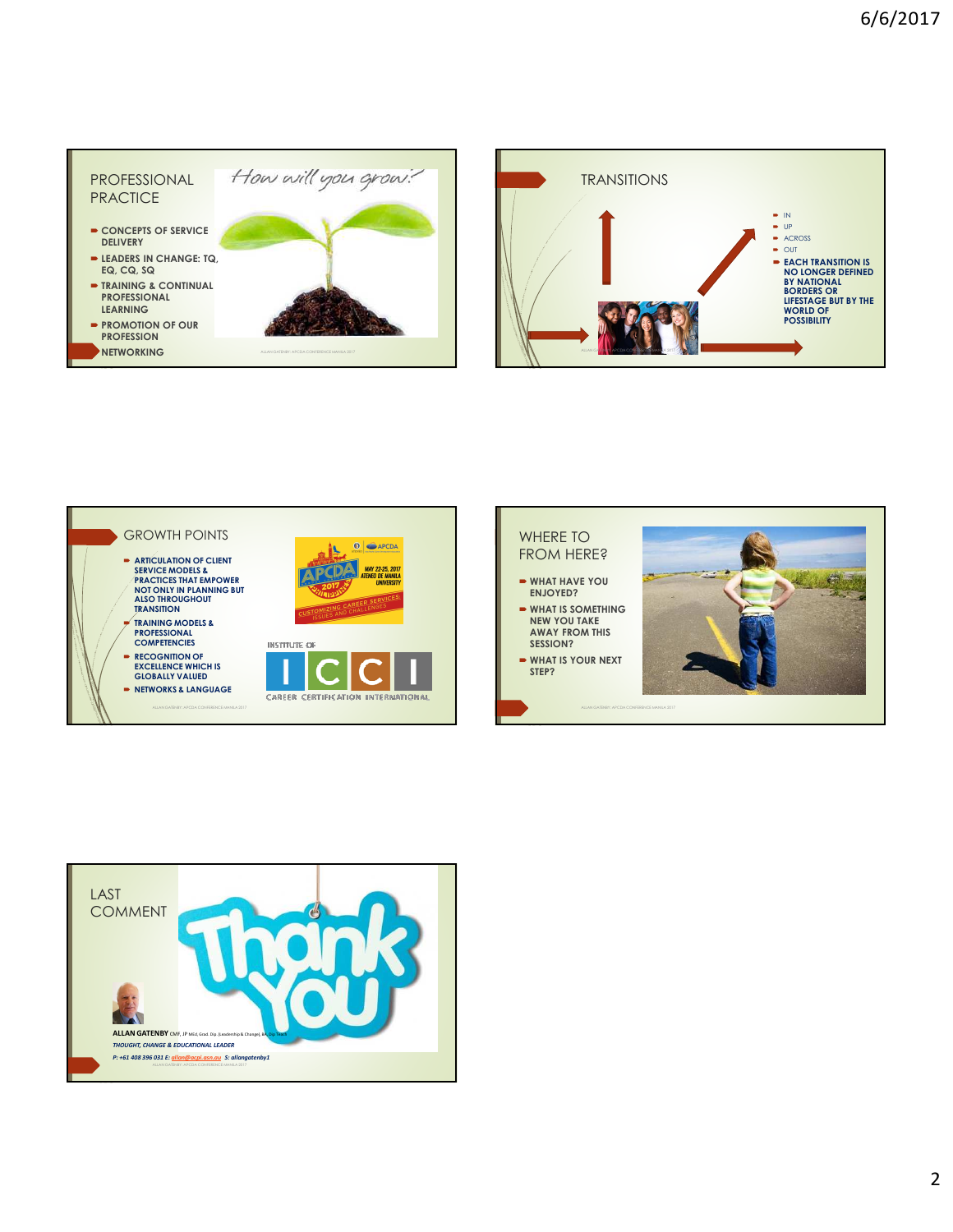## PROFESSIONAL PRACTICE

*How will you grow?*

- CONCEPTS OF SERVICE DELIVERY
- LEADERS IN CHANGE: TQ, EQ, CQ, SQ
- TRAINING & CONTINUAL PROFESSIONAL LEARNING
- PROMOTION OF OUR PROFESSION
- NETWORKING

## TRANSITIONS

- IN
- UP
- ACROSS
- OUT
- EACH TRANSITION IS NO LONGER DEFINED BY NATIONAL BORDERS OR LIFESTAGE BUT BY THE WORLD OF POSSIBILITY

## GROWTH POINTS

- ARTICULATION OF CLIENT SERVICE MODELS & PRACTICES THAT EMPOWER NOT ONLY IN PLANNING BUT ALSO THROUGHOUT TRANSITION
- TRAINING MODELS & PROFESSIONAL COMPETENCIES
- RECOGNITION OF EXCELLENCE WHICH IS GLOBALLY VALUED
- NETWORKS & LANGUAGE

APCDA 2017 PHILIPPINES
MAY 22-25, 2017
ATENEO DE MANILA UNIVERSITY
CUSTOMIZING CAREER SERVICES: ISSUES AND CHALLENGES

INSTITUTE OF ICCI
CAREER CERTIFICATION INTERNATIONAL

## WHERE TO FROM HERE?

- WHAT HAVE YOU ENJOYED?
- WHAT IS SOMETHING NEW YOU TAKE AWAY FROM THIS SESSION?
- WHAT IS YOUR NEXT STEP?

## LAST COMMENT

Thank You

**ALLAN GATENBY** CMY, JP MEd, Grad. Dip. (Leadership & Change), BA, Dip.Teach

***THOUGHT, CHANGE & EDUCATIONAL LEADER***

*P: +61 408 396 031 E: allan@acpi.asn.au S: allangatenby1*